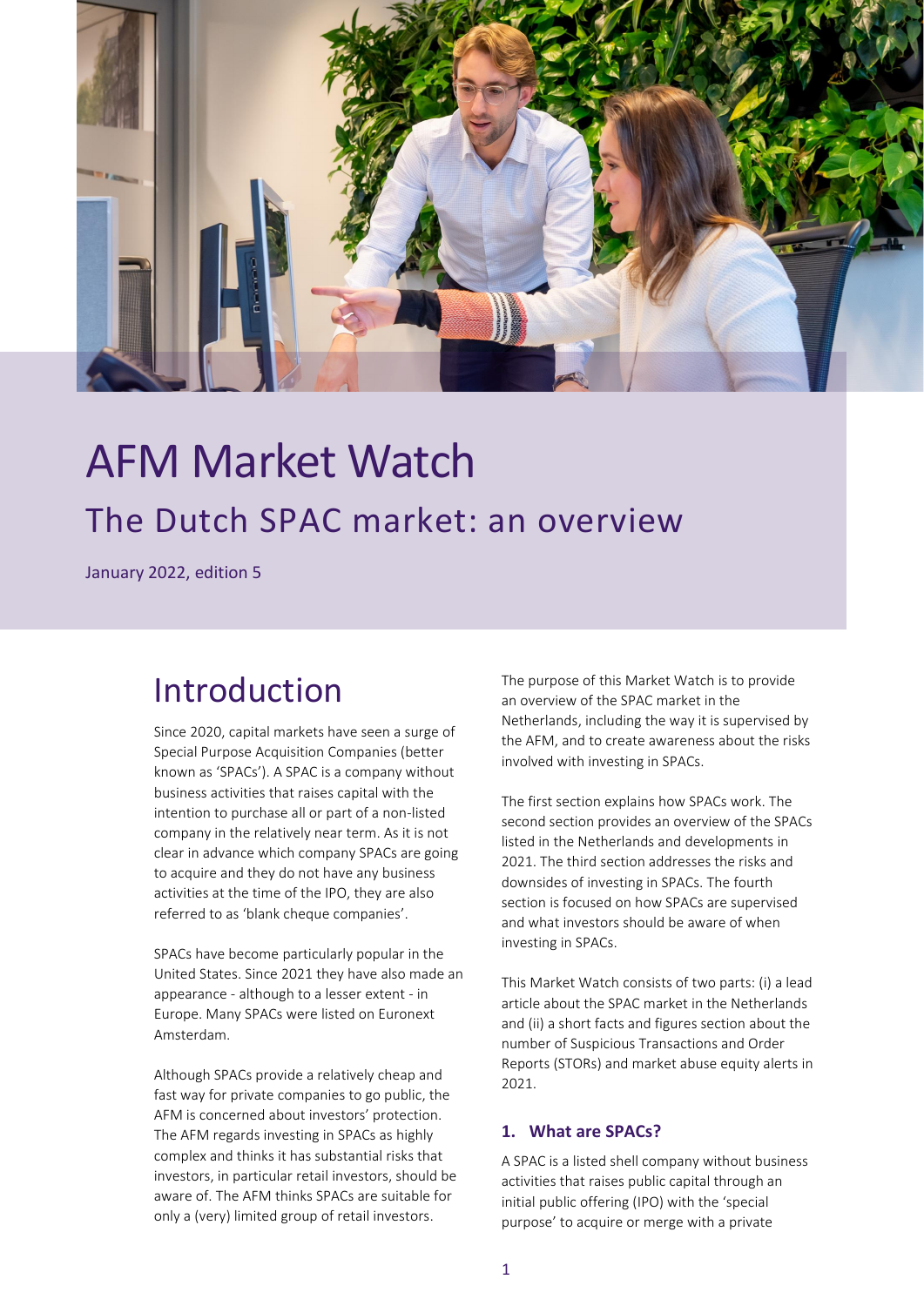# AFM Market Watch

## The Dutch SPAC market: an overview

January 2022, edition 5

## Introduction

Since 2020, capital markets have seen a surge of Special Purpose Acquisition Companies (better known as 'SPACs'). A SPAC is a company without business activities that raises capital with the intention to purchase all or part of a non-listed company in the relatively near term. As it is not clear in advance which company SPACs are going to acquire and they do not have any business activities at the time of the IPO, they are also referred to as 'blank cheque companies'.

SPACs have become particularly popular in the United States. Since 2021 they have also made an appearance - although to a lesser extent - in Europe. Many SPACs were listed on Euronext Amsterdam.

Although SPACs provide a relatively cheap and fast way for private companies to go public, the AFM is concerned about investors' protection. The AFM regards investing in SPACs as highly complex and thinks it has substantial risks that investors, in particular retail investors, should be aware of. The AFM thinks SPACs are suitable for only a (very) limited group of retail investors.

The purpose of this Market Watch is to provide an overview of the SPAC market in the Netherlands, including the way it is supervised by the AFM, and to create awareness about the risks involved with investing in SPACs.

The first section explains how SPACs work. The second section provides an overview of the SPACs listed in the Netherlands and developments in 2021. The third section addresses the risks and downsides of investing in SPACs. The fourth section is focused on how SPACs are supervised and what investors should be aware of when investing in SPACs.

This Market Watch consists of two parts: (i) a lead article about the SPAC market in the Netherlands and (ii) a short facts and figures section about the number of Suspicious Transactions and Order Reports (STORs) and market abuse equity alerts in 2021.

### 1. What are SPACs?

A SPAC is a listed shell company without business activities that raises public capital through an initial public offering (IPO) with the 'special purpose' to acquire or merge with a private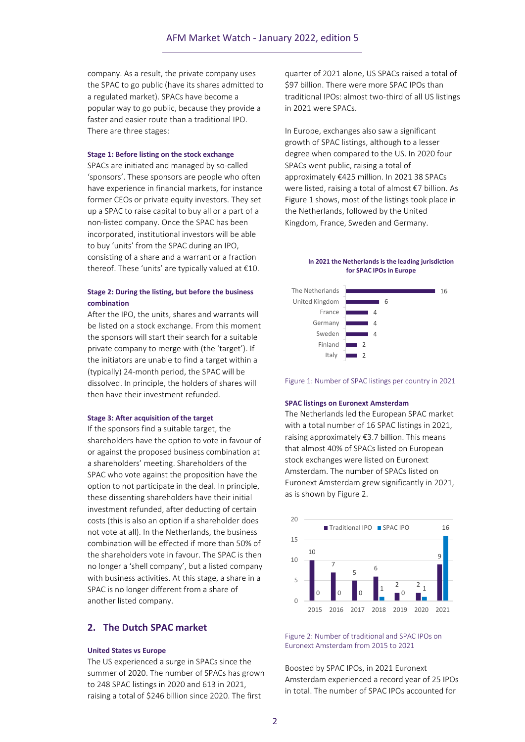company. As a result, the private company uses the SPAC to go public (have its shares admitted to a regulated market). SPACs have become a popular way to go public, because they provide a faster and easier route than a traditional IPO. There are three stages:

**Stage 1: Before listing on the stock exchange**

SPACs are initiated and managed by so-called 'sponsors'. These sponsors are people who often have experience in financial markets, for instance former CEOs or private equity investors. They set up a SPAC to raise capital to buy all or a part of a non-listed company. Once the SPAC has been incorporated, institutional investors will be able to buy 'units' from the SPAC during an IPO, consisting of a share and a warrant or a fraction thereof. These 'units' are typically valued at €10.

**Stage 2: During the listing, but before the business combination**

After the IPO, the units, shares and warrants will be listed on a stock exchange. From this moment the sponsors will start their search for a suitable private company to merge with (the 'target'). If the initiators are unable to find a target within a (typically) 24-month period, the SPAC will be dissolved. In principle, the holders of shares will then have their investment refunded.

**Stage 3: After acquisition of the target**

If the sponsors find a suitable target, the shareholders have the option to vote in favour of or against the proposed business combination at a shareholders' meeting. Shareholders of the SPAC who vote against the proposition have the option to not participate in the deal. In principle, these dissenting shareholders have their initial investment refunded, after deducting of certain costs (this is also an option if a shareholder does not vote at all). In the Netherlands, the business combination will be effected if more than 50% of the shareholders vote in favour. The SPAC is then no longer a 'shell company', but a listed company with business activities. At this stage, a share in a SPAC is no longer different from a share of another listed company.

## 2. The Dutch SPAC market

**United States vs Europe**

The US experienced a surge in SPACs since the summer of 2020. The number of SPACs has grown to 248 SPAC listings in 2020 and 613 in 2021, raising a total of $246 billion since 2020. The first quarter of 2021 alone, US SPACs raised a total of $97 billion. There were more SPAC IPOs than traditional IPOs: almost two-third of all US listings in 2021 were SPACs.

In Europe, exchanges also saw a significant growth of SPAC listings, although to a lesser degree when compared to the US. In 2020 four SPACs went public, raising a total of approximately €425 million. In 2021 38 SPACs were listed, raising a total of almost €7 billion. As Figure 1 shows, most of the listings took place in the Netherlands, followed by the United Kingdom, France, Sweden and Germany.

**In 2021 the Netherlands is the leading jurisdiction for SPAC IPOs in Europe**

| Country | SPAC listings |
|---|---|
| The Netherlands | 16 |
| United Kingdom | 6 |
| France | 4 |
| Germany | 4 |
| Sweden | 4 |
| Finland | 2 |
| Italy | 2 |

Figure 1: Number of SPAC listings per country in 2021

**SPAC listings on Euronext Amsterdam**

The Netherlands led the European SPAC market with a total number of 16 SPAC listings in 2021, raising approximately €3.7 billion. This means that almost 40% of SPACs listed on European stock exchanges were listed on Euronext Amsterdam. The number of SPACs listed on Euronext Amsterdam grew significantly in 2021, as is shown by Figure 2.

| Year | Traditional IPO | SPAC IPO |
|---|---|---|
| 2015 | 10 | 0 |
| 2016 | 7 | 0 |
| 2017 | 5 | 0 |
| 2018 | 6 | 1 |
| 2019 | 2 | 0 |
| 2020 | 2 | 1 |
| 2021 | 9 | 16 |

Figure 2: Number of traditional and SPAC IPOs on Euronext Amsterdam from 2015 to 2021

Boosted by SPAC IPOs, in 2021 Euronext Amsterdam experienced a record year of 25 IPOs in total. The number of SPAC IPOs accounted for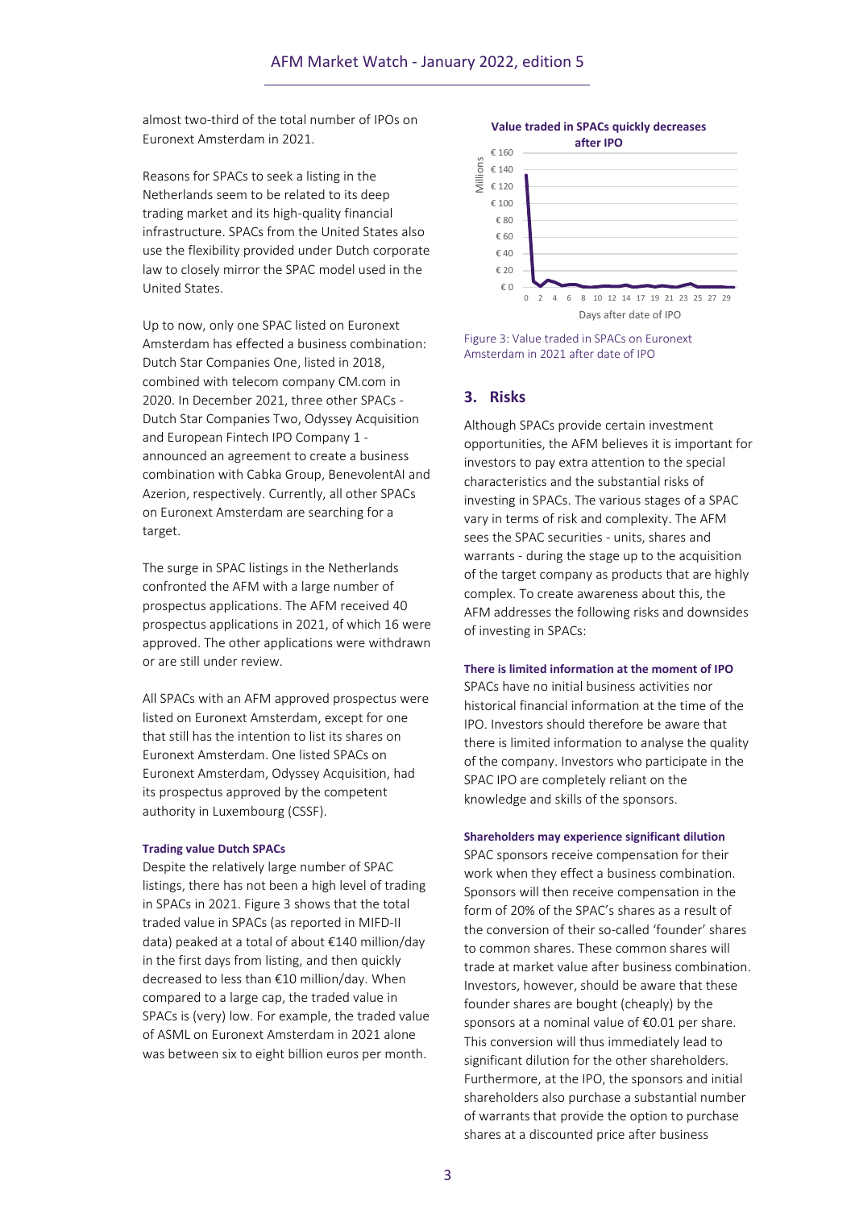almost two-third of the total number of IPOs on Euronext Amsterdam in 2021.

Reasons for SPACs to seek a listing in the Netherlands seem to be related to its deep trading market and its high-quality financial infrastructure. SPACs from the United States also use the flexibility provided under Dutch corporate law to closely mirror the SPAC model used in the United States.

Up to now, only one SPAC listed on Euronext Amsterdam has effected a business combination: Dutch Star Companies One, listed in 2018, combined with telecom company CM.com in 2020. In December 2021, three other SPACs - Dutch Star Companies Two, Odyssey Acquisition and European Fintech IPO Company 1 - announced an agreement to create a business combination with Cabka Group, BenevolentAI and Azerion, respectively. Currently, all other SPACs on Euronext Amsterdam are searching for a target.

The surge in SPAC listings in the Netherlands confronted the AFM with a large number of prospectus applications. The AFM received 40 prospectus applications in 2021, of which 16 were approved. The other applications were withdrawn or are still under review.

All SPACs with an AFM approved prospectus were listed on Euronext Amsterdam, except for one that still has the intention to list its shares on Euronext Amsterdam. One listed SPACs on Euronext Amsterdam, Odyssey Acquisition, had its prospectus approved by the competent authority in Luxembourg (CSSF).

**Trading value Dutch SPACs**

Despite the relatively large number of SPAC listings, there has not been a high level of trading in SPACs in 2021. Figure 3 shows that the total traded value in SPACs (as reported in MIFD-II data) peaked at a total of about €140 million/day in the first days from listing, and then quickly decreased to less than €10 million/day. When compared to a large cap, the traded value in SPACs is (very) low. For example, the traded value of ASML on Euronext Amsterdam in 2021 alone was between six to eight billion euros per month.

**Value traded in SPACs quickly decreases after IPO**

Figure 3: Value traded in SPACs on Euronext Amsterdam in 2021 after date of IPO

## 3. Risks

Although SPACs provide certain investment opportunities, the AFM believes it is important for investors to pay extra attention to the special characteristics and the substantial risks of investing in SPACs. The various stages of a SPAC vary in terms of risk and complexity. The AFM sees the SPAC securities - units, shares and warrants - during the stage up to the acquisition of the target company as products that are highly complex. To create awareness about this, the AFM addresses the following risks and downsides of investing in SPACs:

**There is limited information at the moment of IPO**

SPACs have no initial business activities nor historical financial information at the time of the IPO. Investors should therefore be aware that there is limited information to analyse the quality of the company. Investors who participate in the SPAC IPO are completely reliant on the knowledge and skills of the sponsors.

**Shareholders may experience significant dilution**

SPAC sponsors receive compensation for their work when they effect a business combination. Sponsors will then receive compensation in the form of 20% of the SPAC's shares as a result of the conversion of their so-called 'founder' shares to common shares. These common shares will trade at market value after business combination. Investors, however, should be aware that these founder shares are bought (cheaply) by the sponsors at a nominal value of €0.01 per share. This conversion will thus immediately lead to significant dilution for the other shareholders. Furthermore, at the IPO, the sponsors and initial shareholders also purchase a substantial number of warrants that provide the option to purchase shares at a discounted price after business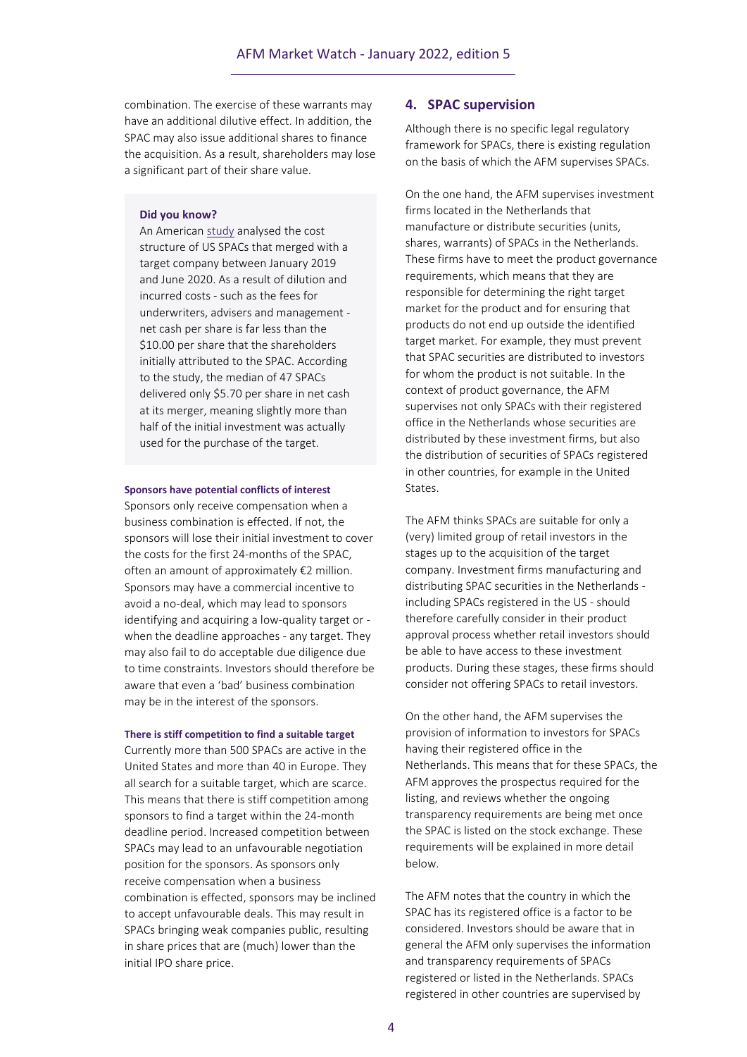combination. The exercise of these warrants may have an additional dilutive effect. In addition, the SPAC may also issue additional shares to finance the acquisition. As a result, shareholders may lose a significant part of their share value.

> **Did you know?**
> An American study analysed the cost structure of US SPACs that merged with a target company between January 2019 and June 2020. As a result of dilution and incurred costs - such as the fees for underwriters, advisers and management - net cash per share is far less than the \$10.00 per share that the shareholders initially attributed to the SPAC. According to the study, the median of 47 SPACs delivered only \$5.70 per share in net cash at its merger, meaning slightly more than half of the initial investment was actually used for the purchase of the target.

**Sponsors have potential conflicts of interest**

Sponsors only receive compensation when a business combination is effected. If not, the sponsors will lose their initial investment to cover the costs for the first 24-months of the SPAC, often an amount of approximately €2 million. Sponsors may have a commercial incentive to avoid a no-deal, which may lead to sponsors identifying and acquiring a low-quality target or - when the deadline approaches - any target. They may also fail to do acceptable due diligence due to time constraints. Investors should therefore be aware that even a 'bad' business combination may be in the interest of the sponsors.

**There is stiff competition to find a suitable target**

Currently more than 500 SPACs are active in the United States and more than 40 in Europe. They all search for a suitable target, which are scarce. This means that there is stiff competition among sponsors to find a target within the 24-month deadline period. Increased competition between SPACs may lead to an unfavourable negotiation position for the sponsors. As sponsors only receive compensation when a business combination is effected, sponsors may be inclined to accept unfavourable deals. This may result in SPACs bringing weak companies public, resulting in share prices that are (much) lower than the initial IPO share price.

## 4. SPAC supervision

Although there is no specific legal regulatory framework for SPACs, there is existing regulation on the basis of which the AFM supervises SPACs.

On the one hand, the AFM supervises investment firms located in the Netherlands that manufacture or distribute securities (units, shares, warrants) of SPACs in the Netherlands. These firms have to meet the product governance requirements, which means that they are responsible for determining the right target market for the product and for ensuring that products do not end up outside the identified target market. For example, they must prevent that SPAC securities are distributed to investors for whom the product is not suitable. In the context of product governance, the AFM supervises not only SPACs with their registered office in the Netherlands whose securities are distributed by these investment firms, but also the distribution of securities of SPACs registered in other countries, for example in the United States.

The AFM thinks SPACs are suitable for only a (very) limited group of retail investors in the stages up to the acquisition of the target company. Investment firms manufacturing and distributing SPAC securities in the Netherlands - including SPACs registered in the US - should therefore carefully consider in their product approval process whether retail investors should be able to have access to these investment products. During these stages, these firms should consider not offering SPACs to retail investors.

On the other hand, the AFM supervises the provision of information to investors for SPACs having their registered office in the Netherlands. This means that for these SPACs, the AFM approves the prospectus required for the listing, and reviews whether the ongoing transparency requirements are being met once the SPAC is listed on the stock exchange. These requirements will be explained in more detail below.

The AFM notes that the country in which the SPAC has its registered office is a factor to be considered. Investors should be aware that in general the AFM only supervises the information and transparency requirements of SPACs registered or listed in the Netherlands. SPACs registered in other countries are supervised by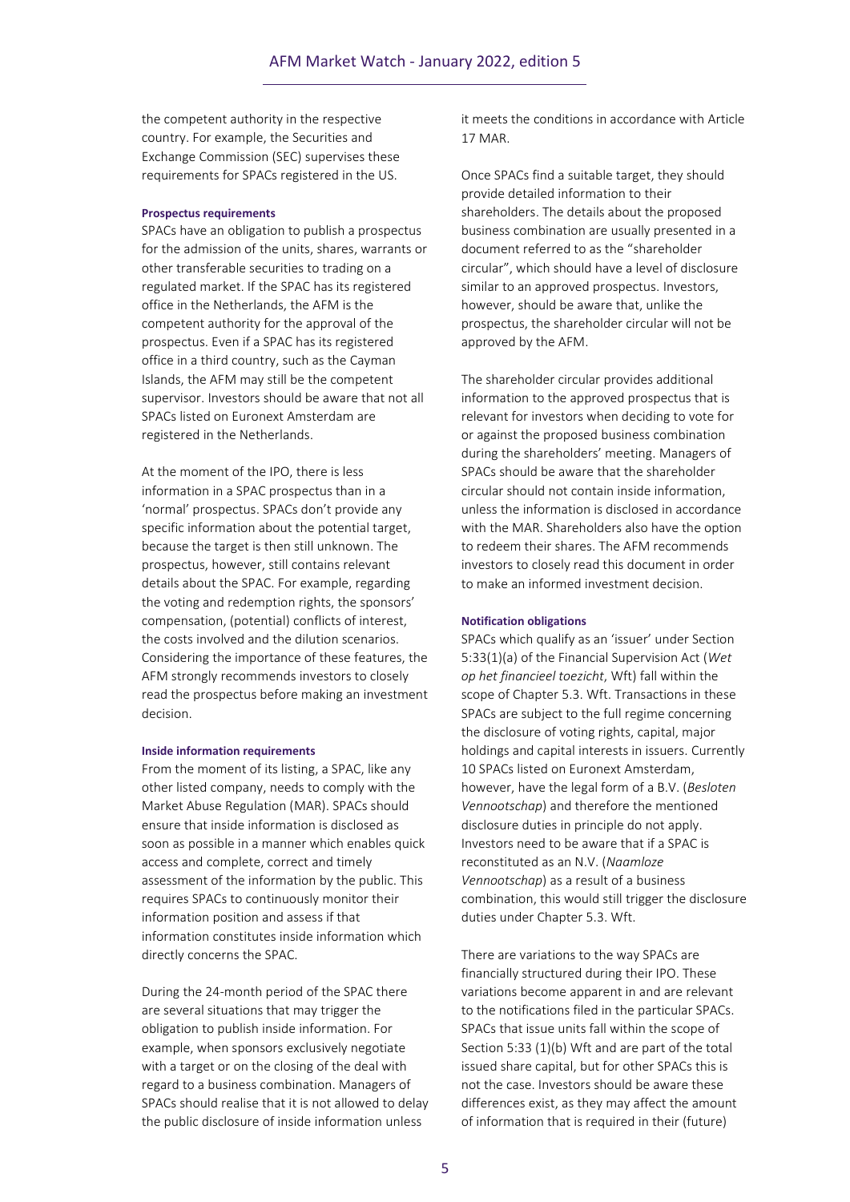the competent authority in the respective country. For example, the Securities and Exchange Commission (SEC) supervises these requirements for SPACs registered in the US.

#### Prospectus requirements

SPACs have an obligation to publish a prospectus for the admission of the units, shares, warrants or other transferable securities to trading on a regulated market. If the SPAC has its registered office in the Netherlands, the AFM is the competent authority for the approval of the prospectus. Even if a SPAC has its registered office in a third country, such as the Cayman Islands, the AFM may still be the competent supervisor. Investors should be aware that not all SPACs listed on Euronext Amsterdam are registered in the Netherlands.

At the moment of the IPO, there is less information in a SPAC prospectus than in a 'normal' prospectus. SPACs don't provide any specific information about the potential target, because the target is then still unknown. The prospectus, however, still contains relevant details about the SPAC. For example, regarding the voting and redemption rights, the sponsors' compensation, (potential) conflicts of interest, the costs involved and the dilution scenarios. Considering the importance of these features, the AFM strongly recommends investors to closely read the prospectus before making an investment decision.

#### Inside information requirements

From the moment of its listing, a SPAC, like any other listed company, needs to comply with the Market Abuse Regulation (MAR). SPACs should ensure that inside information is disclosed as soon as possible in a manner which enables quick access and complete, correct and timely assessment of the information by the public. This requires SPACs to continuously monitor their information position and assess if that information constitutes inside information which directly concerns the SPAC.

During the 24-month period of the SPAC there are several situations that may trigger the obligation to publish inside information. For example, when sponsors exclusively negotiate with a target or on the closing of the deal with regard to a business combination. Managers of SPACs should realise that it is not allowed to delay the public disclosure of inside information unless it meets the conditions in accordance with Article 17 MAR.

Once SPACs find a suitable target, they should provide detailed information to their shareholders. The details about the proposed business combination are usually presented in a document referred to as the "shareholder circular", which should have a level of disclosure similar to an approved prospectus. Investors, however, should be aware that, unlike the prospectus, the shareholder circular will not be approved by the AFM.

The shareholder circular provides additional information to the approved prospectus that is relevant for investors when deciding to vote for or against the proposed business combination during the shareholders' meeting. Managers of SPACs should be aware that the shareholder circular should not contain inside information, unless the information is disclosed in accordance with the MAR. Shareholders also have the option to redeem their shares. The AFM recommends investors to closely read this document in order to make an informed investment decision.

#### Notification obligations

SPACs which qualify as an 'issuer' under Section 5:33(1)(a) of the Financial Supervision Act (*Wet op het financieel toezicht*, Wft) fall within the scope of Chapter 5.3. Wft. Transactions in these SPACs are subject to the full regime concerning the disclosure of voting rights, capital, major holdings and capital interests in issuers. Currently 10 SPACs listed on Euronext Amsterdam, however, have the legal form of a B.V. (*Besloten Vennootschap*) and therefore the mentioned disclosure duties in principle do not apply. Investors need to be aware that if a SPAC is reconstituted as an N.V. (*Naamloze Vennootschap*) as a result of a business combination, this would still trigger the disclosure duties under Chapter 5.3. Wft.

There are variations to the way SPACs are financially structured during their IPO. These variations become apparent in and are relevant to the notifications filed in the particular SPACs. SPACs that issue units fall within the scope of Section 5:33 (1)(b) Wft and are part of the total issued share capital, but for other SPACs this is not the case. Investors should be aware these differences exist, as they may affect the amount of information that is required in their (future)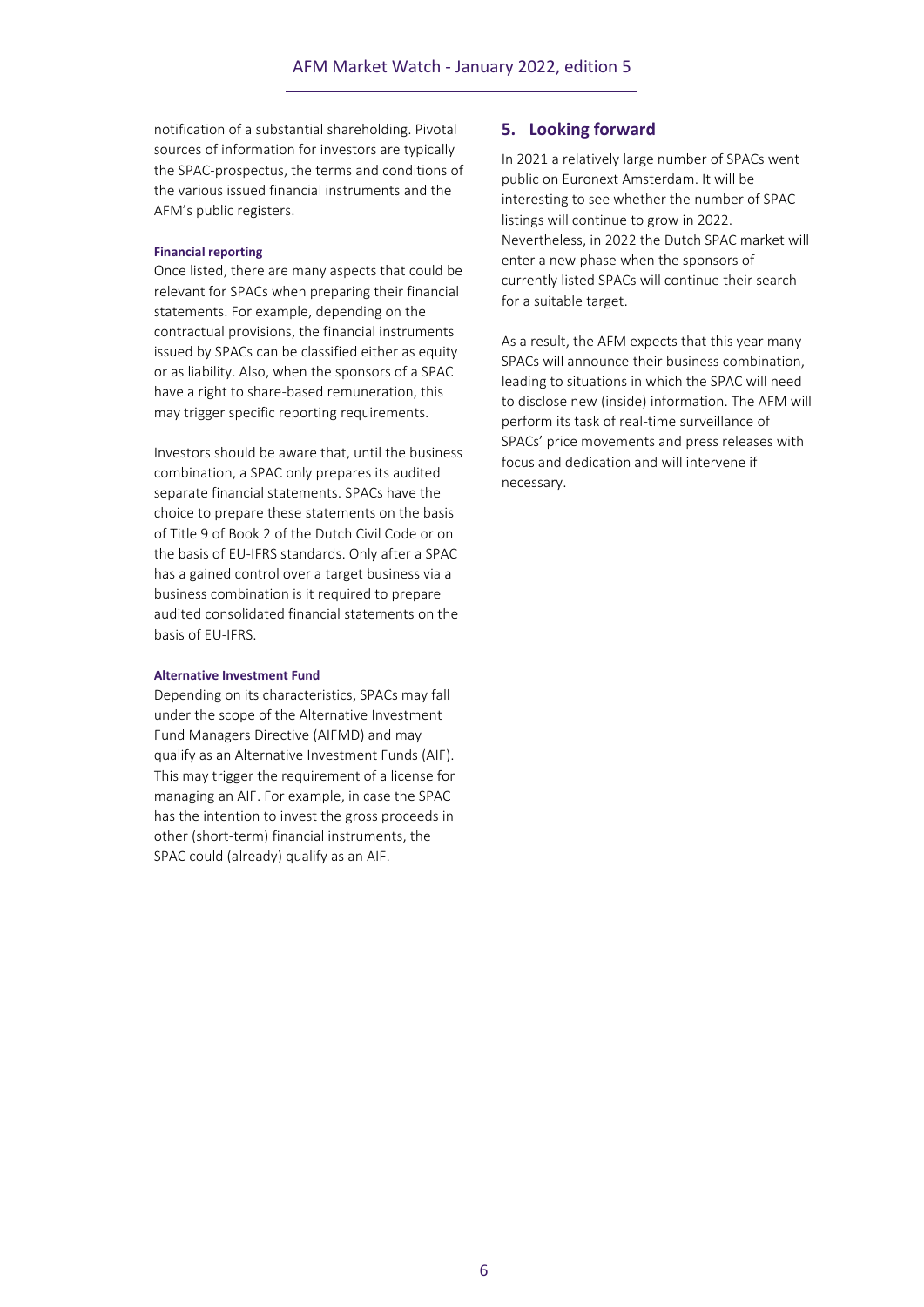notification of a substantial shareholding. Pivotal sources of information for investors are typically the SPAC-prospectus, the terms and conditions of the various issued financial instruments and the AFM's public registers.

#### Financial reporting

Once listed, there are many aspects that could be relevant for SPACs when preparing their financial statements. For example, depending on the contractual provisions, the financial instruments issued by SPACs can be classified either as equity or as liability. Also, when the sponsors of a SPAC have a right to share-based remuneration, this may trigger specific reporting requirements.

Investors should be aware that, until the business combination, a SPAC only prepares its audited separate financial statements. SPACs have the choice to prepare these statements on the basis of Title 9 of Book 2 of the Dutch Civil Code or on the basis of EU-IFRS standards. Only after a SPAC has a gained control over a target business via a business combination is it required to prepare audited consolidated financial statements on the basis of EU-IFRS.

#### Alternative Investment Fund

Depending on its characteristics, SPACs may fall under the scope of the Alternative Investment Fund Managers Directive (AIFMD) and may qualify as an Alternative Investment Funds (AIF). This may trigger the requirement of a license for managing an AIF. For example, in case the SPAC has the intention to invest the gross proceeds in other (short-term) financial instruments, the SPAC could (already) qualify as an AIF.

## 5. Looking forward

In 2021 a relatively large number of SPACs went public on Euronext Amsterdam. It will be interesting to see whether the number of SPAC listings will continue to grow in 2022. Nevertheless, in 2022 the Dutch SPAC market will enter a new phase when the sponsors of currently listed SPACs will continue their search for a suitable target.

As a result, the AFM expects that this year many SPACs will announce their business combination, leading to situations in which the SPAC will need to disclose new (inside) information. The AFM will perform its task of real-time surveillance of SPACs' price movements and press releases with focus and dedication and will intervene if necessary.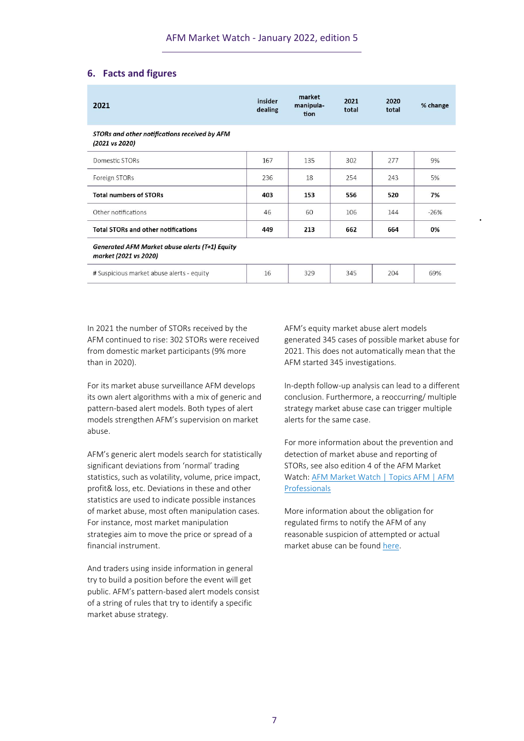## 6. Facts and figures

| 2021 | insider dealing | market manipulation | 2021 total | 2020 total | % change |
|---|---|---|---|---|---|
| ***STORs and other notifications received by AFM (2021 vs 2020)*** | | | | | |
| Domestic STORs | 167 | 135 | 302 | 277 | 9% |
| Foreign STORs | 236 | 18 | 254 | 243 | 5% |
| **Total numbers of STORs** | **403** | **153** | **556** | **520** | **7%** |
| Other notifications | 46 | 60 | 106 | 144 | -26% |
| **Total STORs and other notifications** | **449** | **213** | **662** | **664** | **0%** |
| ***Generated AFM Market abuse alerts (T+1) Equity market (2021 vs 2020)*** | | | | | |
| # Suspicious market abuse alerts - equity | 16 | 329 | 345 | 204 | 69% |

In 2021 the number of STORs received by the AFM continued to rise: 302 STORs were received from domestic market participants (9% more than in 2020).

For its market abuse surveillance AFM develops its own alert algorithms with a mix of generic and pattern-based alert models. Both types of alert models strengthen AFM's supervision on market abuse.

AFM's generic alert models search for statistically significant deviations from 'normal' trading statistics, such as volatility, volume, price impact, profit& loss, etc. Deviations in these and other statistics are used to indicate possible instances of market abuse, most often manipulation cases. For instance, most market manipulation strategies aim to move the price or spread of a financial instrument.

And traders using inside information in general try to build a position before the event will get public. AFM's pattern-based alert models consist of a string of rules that try to identify a specific market abuse strategy.

AFM's equity market abuse alert models generated 345 cases of possible market abuse for 2021. This does not automatically mean that the AFM started 345 investigations.

In-depth follow-up analysis can lead to a different conclusion. Furthermore, a reoccurring/ multiple strategy market abuse case can trigger multiple alerts for the same case.

For more information about the prevention and detection of market abuse and reporting of STORs, see also edition 4 of the AFM Market Watch: AFM Market Watch | Topics AFM | AFM Professionals

More information about the obligation for regulated firms to notify the AFM of any reasonable suspicion of attempted or actual market abuse can be found here.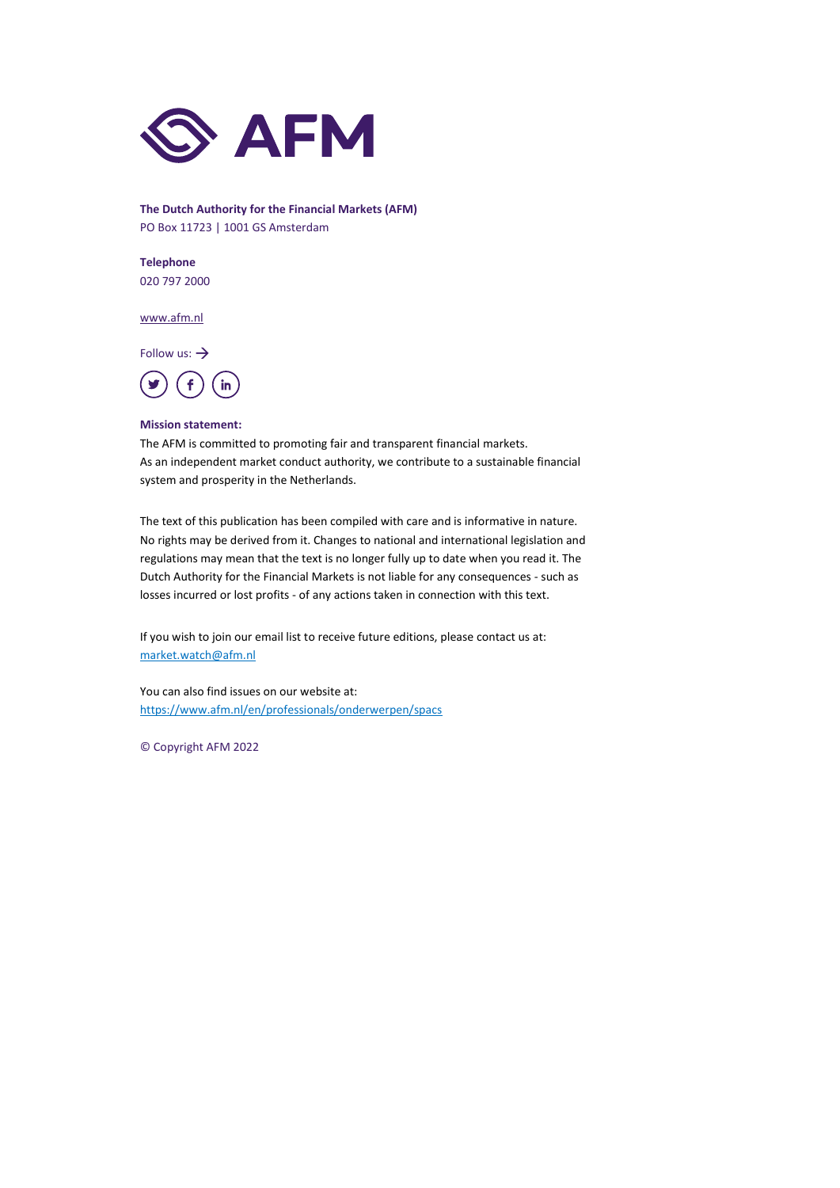**The Dutch Authority for the Financial Markets (AFM)**
PO Box 11723 | 1001 GS Amsterdam

**Telephone**
020 797 2000

www.afm.nl

Follow us: →

**Mission statement:**
The AFM is committed to promoting fair and transparent financial markets.
As an independent market conduct authority, we contribute to a sustainable financial system and prosperity in the Netherlands.

The text of this publication has been compiled with care and is informative in nature. No rights may be derived from it. Changes to national and international legislation and regulations may mean that the text is no longer fully up to date when you read it. The Dutch Authority for the Financial Markets is not liable for any consequences - such as losses incurred or lost profits - of any actions taken in connection with this text.

If you wish to join our email list to receive future editions, please contact us at:
market.watch@afm.nl

You can also find issues on our website at:
https://www.afm.nl/en/professionals/onderwerpen/spacs

© Copyright AFM 2022